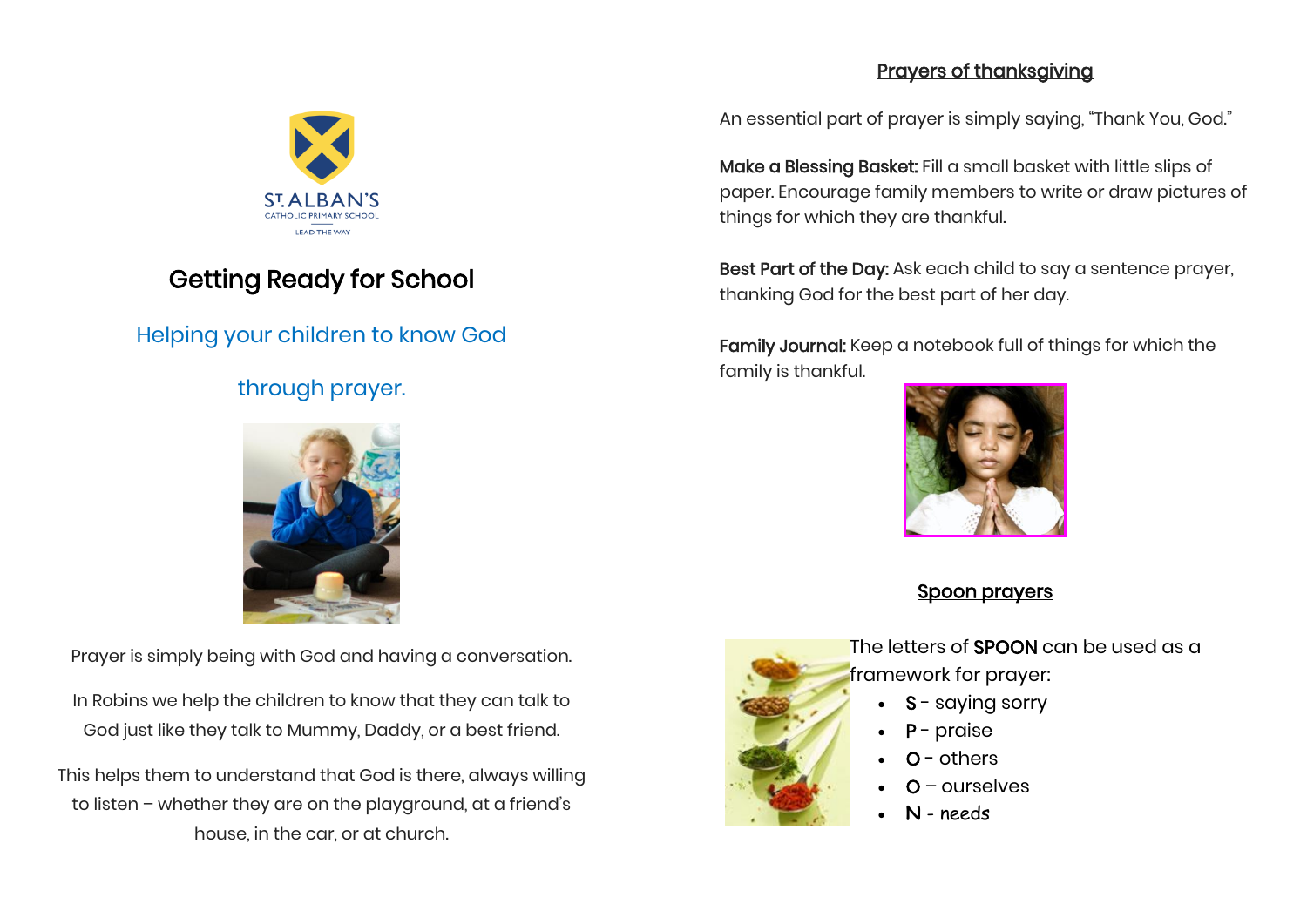ST. ALBAN'S
CATHOLIC PRIMARY SCHOOL
LEAD THE WAY

# Getting Ready for School

## Helping your children to know God through prayer.

Prayer is simply being with God and having a conversation.

In Robins we help the children to know that they can talk to God just like they talk to Mummy, Daddy, or a best friend.

This helps them to understand that God is there, always willing to listen – whether they are on the playground, at a friend's house, in the car, or at church.

## Prayers of thanksgiving

An essential part of prayer is simply saying, "Thank You, God."

**Make a Blessing Basket:** Fill a small basket with little slips of paper. Encourage family members to write or draw pictures of things for which they are thankful.

**Best Part of the Day:** Ask each child to say a sentence prayer, thanking God for the best part of her day.

**Family Journal:** Keep a notebook full of things for which the family is thankful.

## Spoon prayers

The letters of **SPOON** can be used as a framework for prayer:

- **S** - saying sorry
- **P** - praise
- **O** - others
- **O** – ourselves
- **N** - *needs*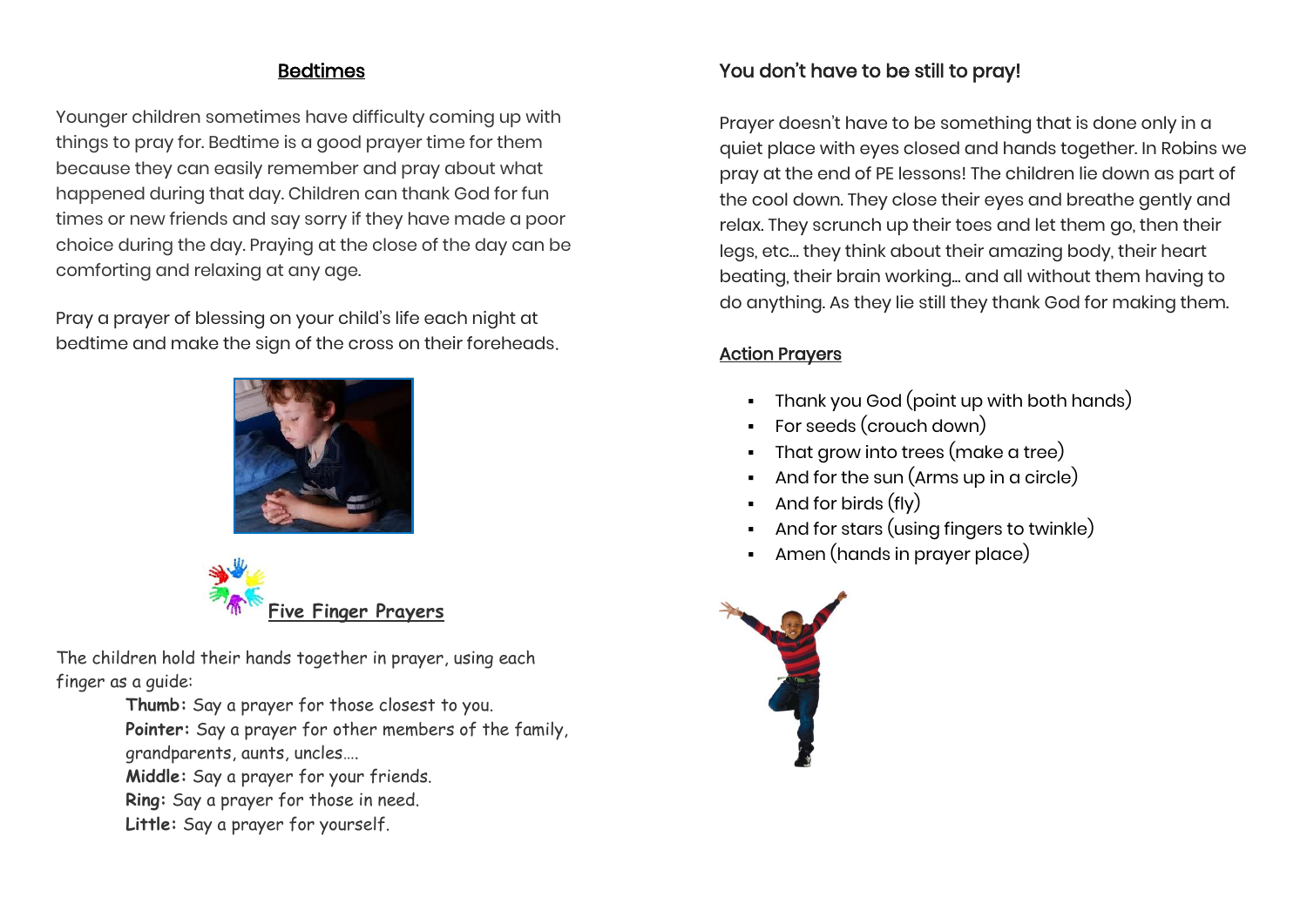## Bedtimes

Younger children sometimes have difficulty coming up with things to pray for. Bedtime is a good prayer time for them because they can easily remember and pray about what happened during that day. Children can thank God for fun times or new friends and say sorry if they have made a poor choice during the day. Praying at the close of the day can be comforting and relaxing at any age.

Pray a prayer of blessing on your child's life each night at bedtime and make the sign of the cross on their foreheads.

## Five Finger Prayers

The children hold their hands together in prayer, using each finger as a guide:

**Thumb:** Say a prayer for those closest to you.
**Pointer:** Say a prayer for other members of the family, grandparents, aunts, uncles….
**Middle:** Say a prayer for your friends.
**Ring:** Say a prayer for those in need.
**Little:** Say a prayer for yourself.

## You don't have to be still to pray!

Prayer doesn't have to be something that is done only in a quiet place with eyes closed and hands together. In Robins we pray at the end of PE lessons! The children lie down as part of the cool down. They close their eyes and breathe gently and relax. They scrunch up their toes and let them go, then their legs, etc… they think about their amazing body, their heart beating, their brain working… and all without them having to do anything. As they lie still they thank God for making them.

## Action Prayers

- Thank you God (point up with both hands)
- For seeds (crouch down)
- That grow into trees (make a tree)
- And for the sun (Arms up in a circle)
- And for birds (fly)
- And for stars (using fingers to twinkle)
- Amen (hands in prayer place)